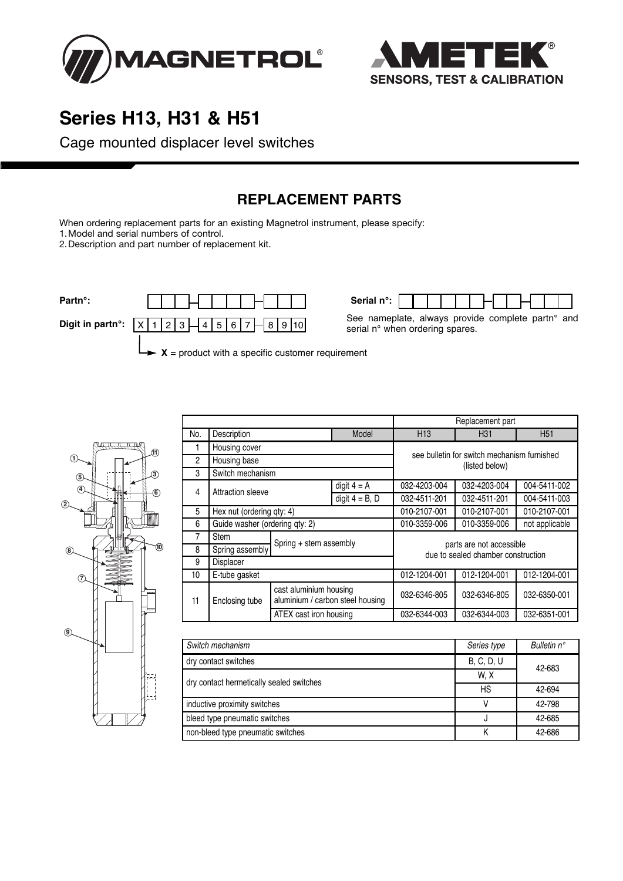# Series H13, H31 & H51

Cage mounted displacer level switches

## REPLACEMENT PARTS

When ordering replacement parts for an existing Magnetrol instrument, please specify:

1. Model and serial numbers of control.
2. Description and part number of replacement kit.

**Partn°:** [ ][ ][ ] - [ ][ ][ ][ ] - [ ][ ][ ]

**Digit in partn°:** X | 1 | 2 | 3 - 4 | 5 | 6 | 7 - 8 | 9 | 10

**X** = product with a specific customer requirement

**Serial n°:** [ ][ ][ ][ ][ ][ ][ ] - [ ][ ][ ] - [ ][ ][ ]

See nameplate, always provide complete partn° and serial n° when ordering spares.

| No. | Description | | Model | Replacement part H13 | Replacement part H31 | Replacement part H51 |
|---|---|---|---|---|---|---|
| 1 | Housing cover | | | see bulletin for switch mechanism furnished (listed below) | | |
| 2 | Housing base | | | | | |
| 3 | Switch mechanism | | | | | |
| 4 | Attraction sleeve | | digit 4 = A | 032-4203-004 | 032-4203-004 | 004-5411-002 |
| | | | digit 4 = B, D | 032-4511-201 | 032-4511-201 | 004-5411-003 |
| 5 | Hex nut (ordering qty: 4) | | | 010-2107-001 | 010-2107-001 | 010-2107-001 |
| 6 | Guide washer (ordering qty: 2) | | | 010-3359-006 | 010-3359-006 | not applicable |
| 7 | Stem | Spring + stem assembly | | parts are not accessible due to sealed chamber construction | | |
| 8 | Spring assembly | | | | | |
| 9 | Displacer | | | | | |
| 10 | E-tube gasket | | | 012-1204-001 | 012-1204-001 | 012-1204-001 |
| 11 | Enclosing tube | cast aluminium housing aluminium / carbon steel housing | | 032-6346-805 | 032-6346-805 | 032-6350-001 |
| | | ATEX cast iron housing | | 032-6344-003 | 032-6344-003 | 032-6351-001 |

| *Switch mechanism* | *Series type* | *Bulletin n°* |
|---|---|---|
| dry contact switches | B, C, D, U | 42-683 |
| dry contact hermetically sealed switches | W, X | 42-683 |
| | HS | 42-694 |
| inductive proximity switches | V | 42-798 |
| bleed type pneumatic switches | J | 42-685 |
| non-bleed type pneumatic switches | K | 42-686 |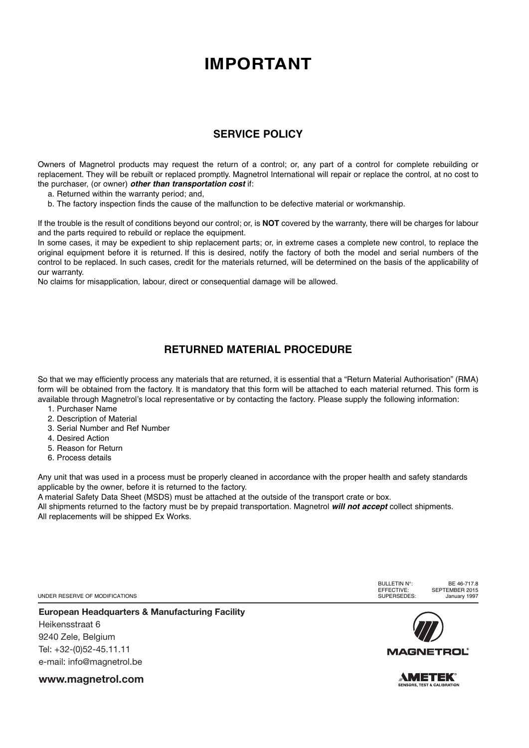# IMPORTANT

## SERVICE POLICY

Owners of Magnetrol products may request the return of a control; or, any part of a control for complete rebuilding or replacement. They will be rebuilt or replaced promptly. Magnetrol International will repair or replace the control, at no cost to the purchaser, (or owner) ***other than transportation cost*** if:

a. Returned within the warranty period; and,

b. The factory inspection finds the cause of the malfunction to be defective material or workmanship.

If the trouble is the result of conditions beyond our control; or, is **NOT** covered by the warranty, there will be charges for labour and the parts required to rebuild or replace the equipment.

In some cases, it may be expedient to ship replacement parts; or, in extreme cases a complete new control, to replace the original equipment before it is returned. If this is desired, notify the factory of both the model and serial numbers of the control to be replaced. In such cases, credit for the materials returned, will be determined on the basis of the applicability of our warranty.

No claims for misapplication, labour, direct or consequential damage will be allowed.

## RETURNED MATERIAL PROCEDURE

So that we may efficiently process any materials that are returned, it is essential that a "Return Material Authorisation" (RMA) form will be obtained from the factory. It is mandatory that this form will be attached to each material returned. This form is available through Magnetrol's local representative or by contacting the factory. Please supply the following information:

1. Purchaser Name
2. Description of Material
3. Serial Number and Ref Number
4. Desired Action
5. Reason for Return
6. Process details

Any unit that was used in a process must be properly cleaned in accordance with the proper health and safety standards applicable by the owner, before it is returned to the factory.

A material Safety Data Sheet (MSDS) must be attached at the outside of the transport crate or box.

All shipments returned to the factory must be by prepaid transportation. Magnetrol ***will not accept*** collect shipments.

All replacements will be shipped Ex Works.

UNDER RESERVE OF MODIFICATIONS

BULLETIN N°: BE 46-717.8
EFFECTIVE: SEPTEMBER 2015
SUPERSEDES: January 1997

**European Headquarters & Manufacturing Facility**
Heikensstraat 6
9240 Zele, Belgium
Tel: +32-(0)52-45.11.11
e-mail: info@magnetrol.be

**www.magnetrol.com**

MAGNETROL

AMETEK
SENSORS, TEST & CALIBRATION